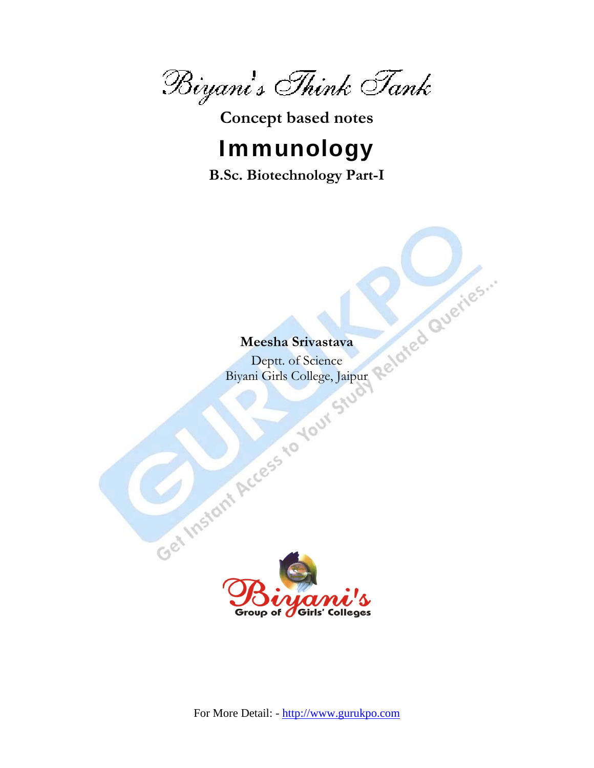*Biyani's Think Tank*

**Concept based notes**

# Immunology

**B.Sc. Biotechnology Part-I**

**Meesha Srivastava**

Deptt. of Science

Biyani Girls College, Jaipur

Biyani's Group of Girls' Colleges

For More Detail: - http://www.gurukpo.com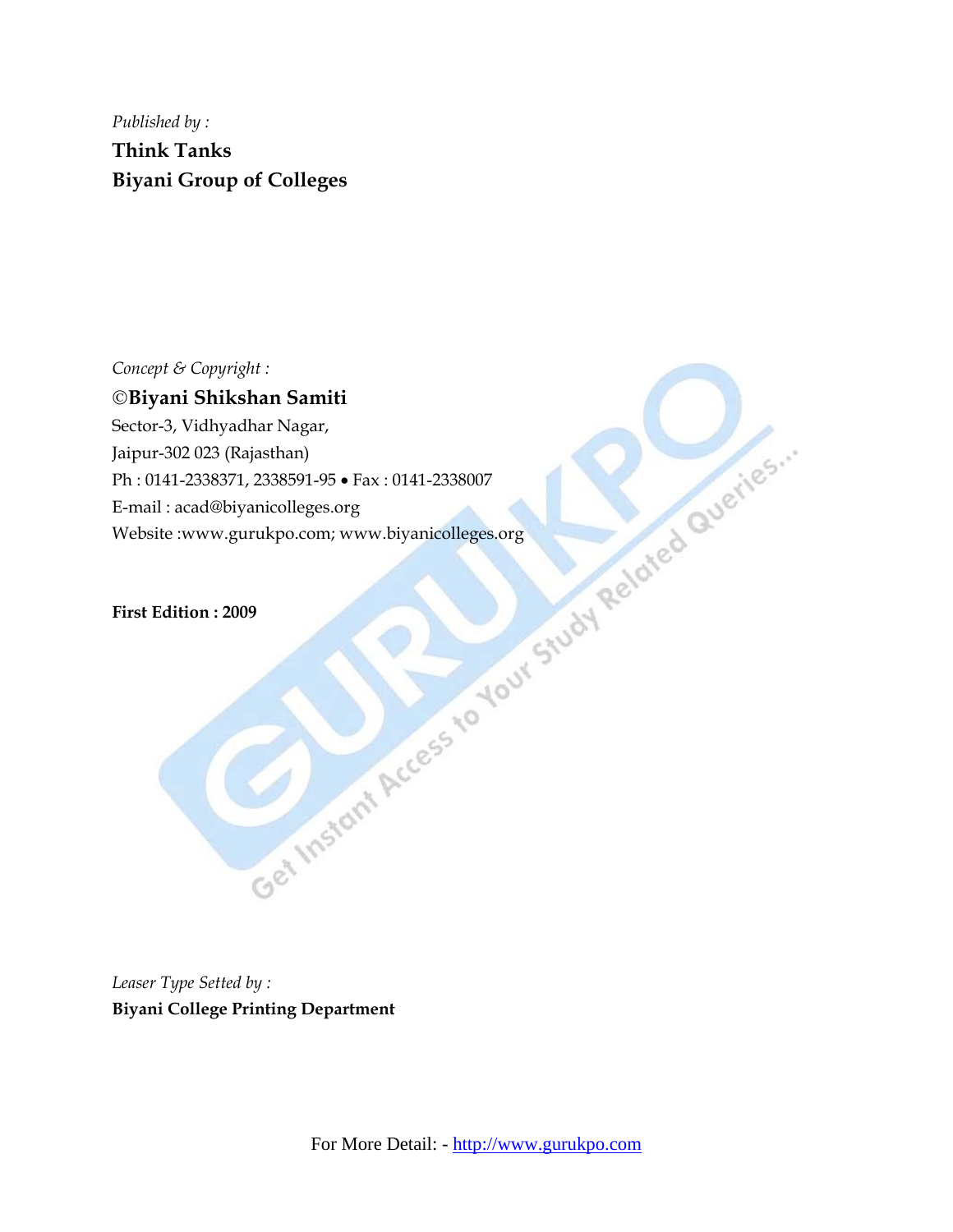*Published by :*

**Think Tanks**
**Biyani Group of Colleges**

*Concept & Copyright :*

**©Biyani Shikshan Samiti**

Sector-3, Vidhyadhar Nagar,
Jaipur-302 023 (Rajasthan)
Ph : 0141-2338371, 2338591-95 • Fax : 0141-2338007
E-mail : acad@biyanicolleges.org
Website :www.gurukpo.com; www.biyanicolleges.org

**First Edition : 2009**

*Leaser Type Setted by :*

**Biyani College Printing Department**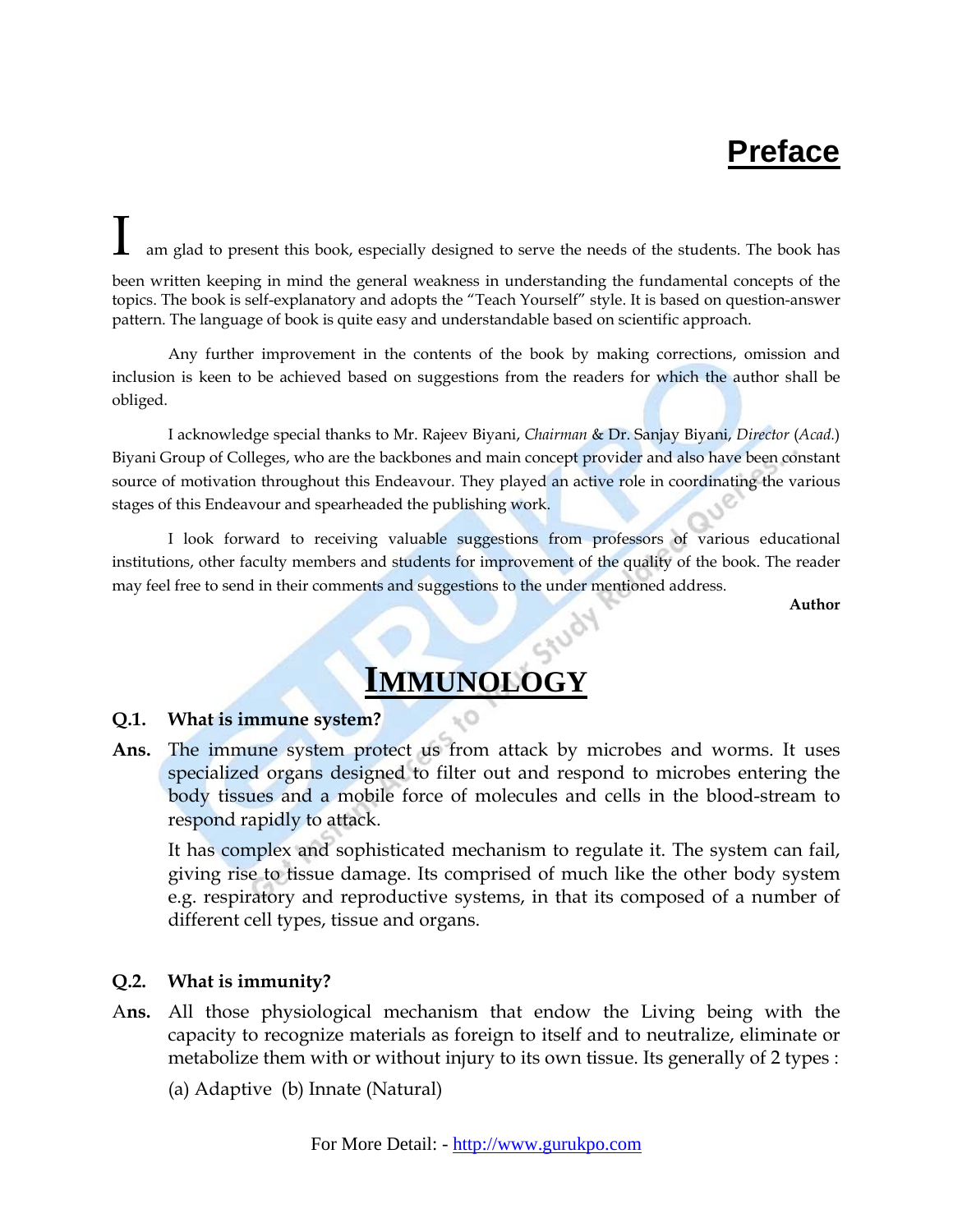# Preface

I am glad to present this book, especially designed to serve the needs of the students. The book has been written keeping in mind the general weakness in understanding the fundamental concepts of the topics. The book is self-explanatory and adopts the "Teach Yourself" style. It is based on question-answer pattern. The language of book is quite easy and understandable based on scientific approach.

Any further improvement in the contents of the book by making corrections, omission and inclusion is keen to be achieved based on suggestions from the readers for which the author shall be obliged.

I acknowledge special thanks to Mr. Rajeev Biyani, *Chairman* & Dr. Sanjay Biyani, *Director* (*Acad.*) Biyani Group of Colleges, who are the backbones and main concept provider and also have been constant source of motivation throughout this Endeavour. They played an active role in coordinating the various stages of this Endeavour and spearheaded the publishing work.

I look forward to receiving valuable suggestions from professors of various educational institutions, other faculty members and students for improvement of the quality of the book. The reader may feel free to send in their comments and suggestions to the under mentioned address.

**Author**

# IMMUNOLOGY

**Q.1. What is immune system?**

**Ans.** The immune system protect us from attack by microbes and worms. It uses specialized organs designed to filter out and respond to microbes entering the body tissues and a mobile force of molecules and cells in the blood-stream to respond rapidly to attack.

It has complex and sophisticated mechanism to regulate it. The system can fail, giving rise to tissue damage. Its comprised of much like the other body system e.g. respiratory and reproductive systems, in that its composed of a number of different cell types, tissue and organs.

**Q.2. What is immunity?**

**Ans.** All those physiological mechanism that endow the Living being with the capacity to recognize materials as foreign to itself and to neutralize, eliminate or metabolize them with or without injury to its own tissue. Its generally of 2 types :

(a) Adaptive (b) Innate (Natural)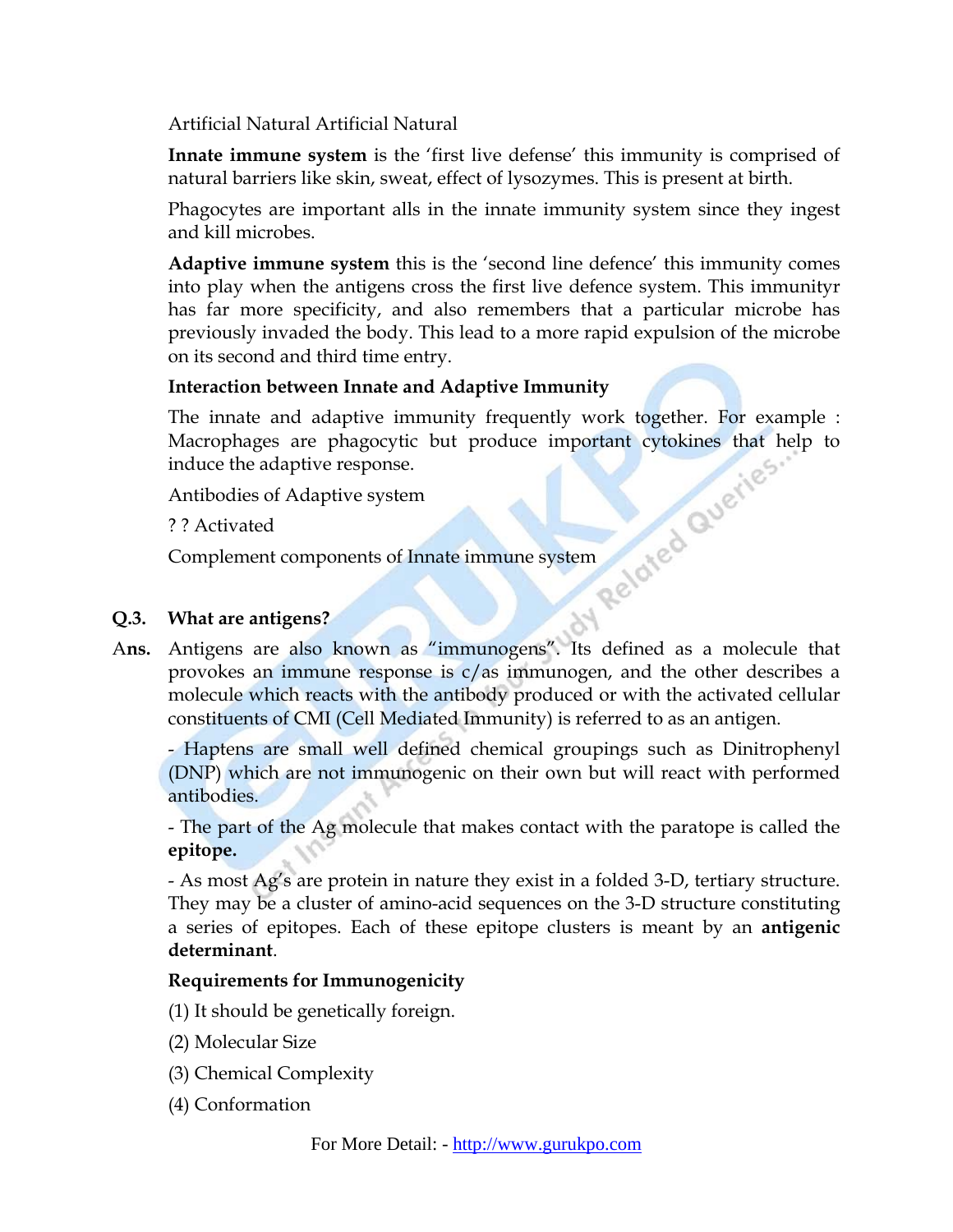Artificial Natural Artificial Natural

**Innate immune system** is the 'first live defense' this immunity is comprised of natural barriers like skin, sweat, effect of lysozymes. This is present at birth.

Phagocytes are important alls in the innate immunity system since they ingest and kill microbes.

**Adaptive immune system** this is the 'second line defence' this immunity comes into play when the antigens cross the first live defence system. This immunityr has far more specificity, and also remembers that a particular microbe has previously invaded the body. This lead to a more rapid expulsion of the microbe on its second and third time entry.

**Interaction between Innate and Adaptive Immunity**

The innate and adaptive immunity frequently work together. For example : Macrophages are phagocytic but produce important cytokines that help to induce the adaptive response.

Antibodies of Adaptive system

? ? Activated

Complement components of Innate immune system

**Q.3. What are antigens?**

**Ans.** Antigens are also known as "immunogens". Its defined as a molecule that provokes an immune response is c/as immunogen, and the other describes a molecule which reacts with the antibody produced or with the activated cellular constituents of CMI (Cell Mediated Immunity) is referred to as an antigen.

- Haptens are small well defined chemical groupings such as Dinitrophenyl (DNP) which are not immunogenic on their own but will react with performed antibodies.

- The part of the Ag molecule that makes contact with the paratope is called the **epitope.**

- As most Ag's are protein in nature they exist in a folded 3-D, tertiary structure. They may be a cluster of amino-acid sequences on the 3-D structure constituting a series of epitopes. Each of these epitope clusters is meant by an **antigenic determinant**.

**Requirements for Immunogenicity**

(1) It should be genetically foreign.

(2) Molecular Size

(3) Chemical Complexity

(4) Conformation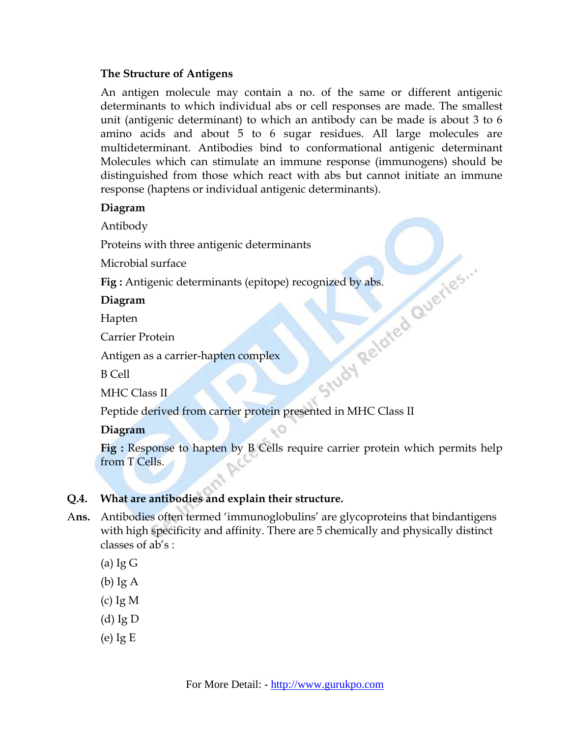**The Structure of Antigens**

An antigen molecule may contain a no. of the same or different antigenic determinants to which individual abs or cell responses are made. The smallest unit (antigenic determinant) to which an antibody can be made is about 3 to 6 amino acids and about 5 to 6 sugar residues. All large molecules are multideterminant. Antibodies bind to conformational antigenic determinant Molecules which can stimulate an immune response (immunogens) should be distinguished from those which react with abs but cannot initiate an immune response (haptens or individual antigenic determinants).

**Diagram**

Antibody

Proteins with three antigenic determinants

Microbial surface

**Fig :** Antigenic determinants (epitope) recognized by abs.

**Diagram**

Hapten

Carrier Protein

Antigen as a carrier-hapten complex

B Cell

MHC Class II

Peptide derived from carrier protein presented in MHC Class II

**Diagram**

**Fig :** Response to hapten by B Cells require carrier protein which permits help from T Cells.

**Q.4. What are antibodies and explain their structure.**

**Ans.** Antibodies often termed 'immunoglobulins' are glycoproteins that bindantigens with high specificity and affinity. There are 5 chemically and physically distinct classes of ab's :

(a) Ig G

(b) Ig A

(c) Ig M

(d) Ig D

(e) Ig E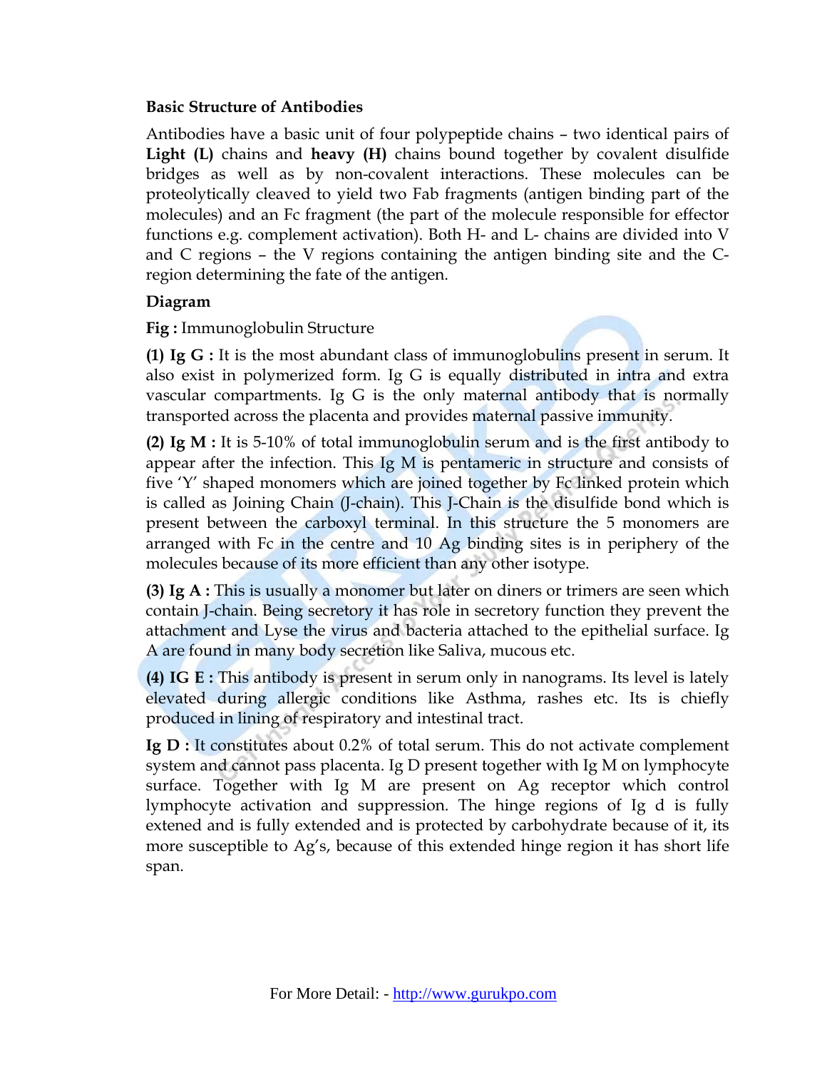**Basic Structure of Antibodies**

Antibodies have a basic unit of four polypeptide chains – two identical pairs of **Light (L)** chains and **heavy (H)** chains bound together by covalent disulfide bridges as well as by non-covalent interactions. These molecules can be proteolytically cleaved to yield two Fab fragments (antigen binding part of the molecules) and an Fc fragment (the part of the molecule responsible for effector functions e.g. complement activation). Both H- and L- chains are divided into V and C regions – the V regions containing the antigen binding site and the C-region determining the fate of the antigen.

**Diagram**

**Fig :** Immunoglobulin Structure

**(1) Ig G :** It is the most abundant class of immunoglobulins present in serum. It also exist in polymerized form. Ig G is equally distributed in intra and extra vascular compartments. Ig G is the only maternal antibody that is normally transported across the placenta and provides maternal passive immunity.

**(2) Ig M :** It is 5-10% of total immunoglobulin serum and is the first antibody to appear after the infection. This Ig M is pentameric in structure and consists of five 'Y' shaped monomers which are joined together by Fc linked protein which is called as Joining Chain (J-chain). This J-Chain is the disulfide bond which is present between the carboxyl terminal. In this structure the 5 monomers are arranged with Fc in the centre and 10 Ag binding sites is in periphery of the molecules because of its more efficient than any other isotype.

**(3) Ig A :** This is usually a monomer but later on diners or trimers are seen which contain J-chain. Being secretory it has role in secretory function they prevent the attachment and Lyse the virus and bacteria attached to the epithelial surface. Ig A are found in many body secretion like Saliva, mucous etc.

**(4) IG E :** This antibody is present in serum only in nanograms. Its level is lately elevated during allergic conditions like Asthma, rashes etc. Its is chiefly produced in lining of respiratory and intestinal tract.

**Ig D :** It constitutes about 0.2% of total serum. This do not activate complement system and cannot pass placenta. Ig D present together with Ig M on lymphocyte surface. Together with Ig M are present on Ag receptor which control lymphocyte activation and suppression. The hinge regions of Ig d is fully extened and is fully extended and is protected by carbohydrate because of it, its more susceptible to Ag's, because of this extended hinge region it has short life span.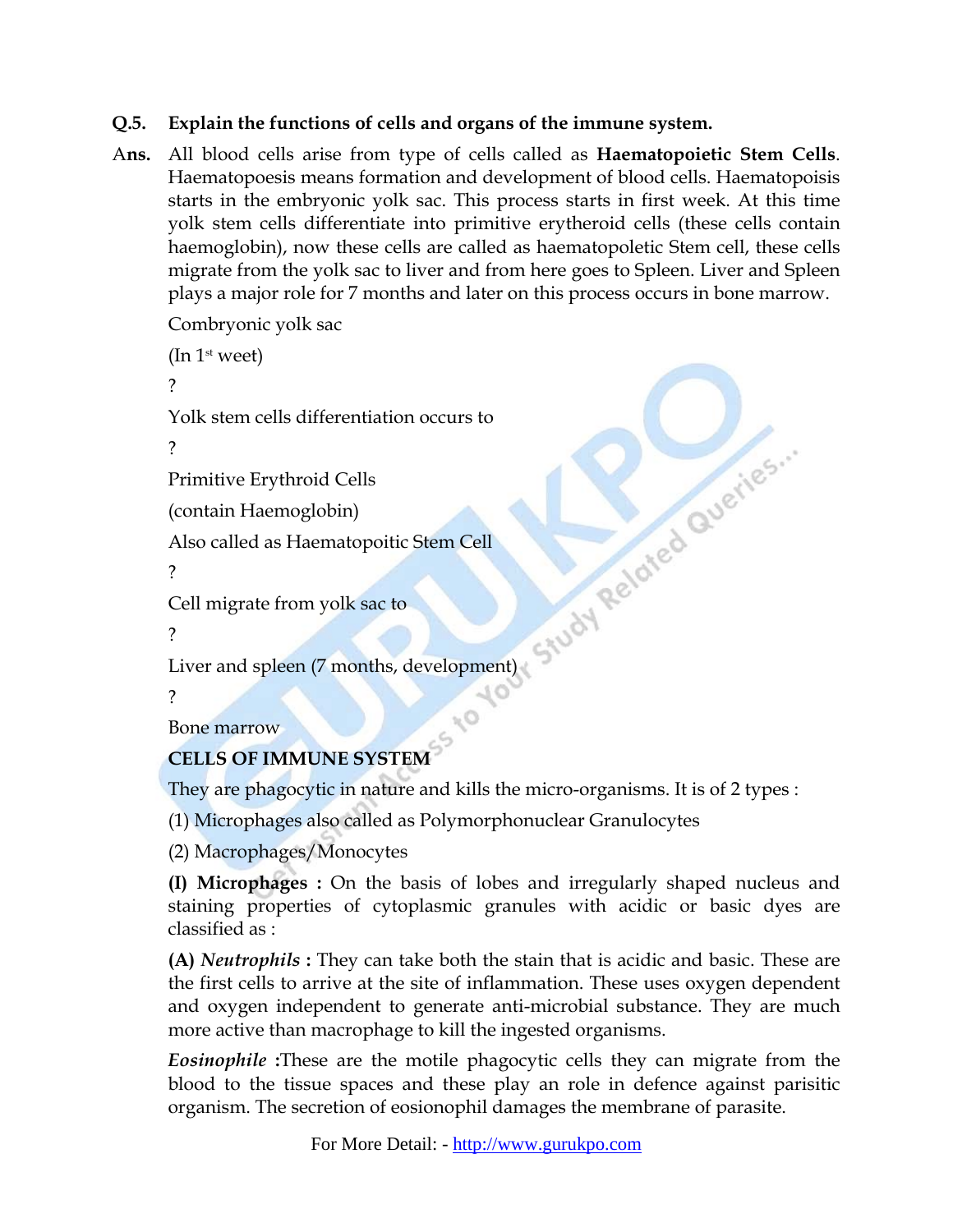**Q.5. Explain the functions of cells and organs of the immune system.**

**Ans.** All blood cells arise from type of cells called as **Haematopoietic Stem Cells**. Haematopoesis means formation and development of blood cells. Haematopoisis starts in the embryonic yolk sac. This process starts in first week. At this time yolk stem cells differentiate into primitive erytheroid cells (these cells contain haemoglobin), now these cells are called as haematopoletic Stem cell, these cells migrate from the yolk sac to liver and from here goes to Spleen. Liver and Spleen plays a major role for 7 months and later on this process occurs in bone marrow.

Combryonic yolk sac

(In 1st weet)

?

Yolk stem cells differentiation occurs to

?

Primitive Erythroid Cells

(contain Haemoglobin)

Also called as Haematopoitic Stem Cell

?

Cell migrate from yolk sac to

?

Liver and spleen (7 months, development)

?

Bone marrow

**CELLS OF IMMUNE SYSTEM**

They are phagocytic in nature and kills the micro-organisms. It is of 2 types :

(1) Microphages also called as Polymorphonuclear Granulocytes

(2) Macrophages/Monocytes

**(I) Microphages :** On the basis of lobes and irregularly shaped nucleus and staining properties of cytoplasmic granules with acidic or basic dyes are classified as :

**(A)** ***Neutrophils*** **:** They can take both the stain that is acidic and basic. These are the first cells to arrive at the site of inflammation. These uses oxygen dependent and oxygen independent to generate anti-microbial substance. They are much more active than macrophage to kill the ingested organisms.

***Eosinophile*** **:**These are the motile phagocytic cells they can migrate from the blood to the tissue spaces and these play an role in defence against parisitic organism. The secretion of eosionophil damages the membrane of parasite.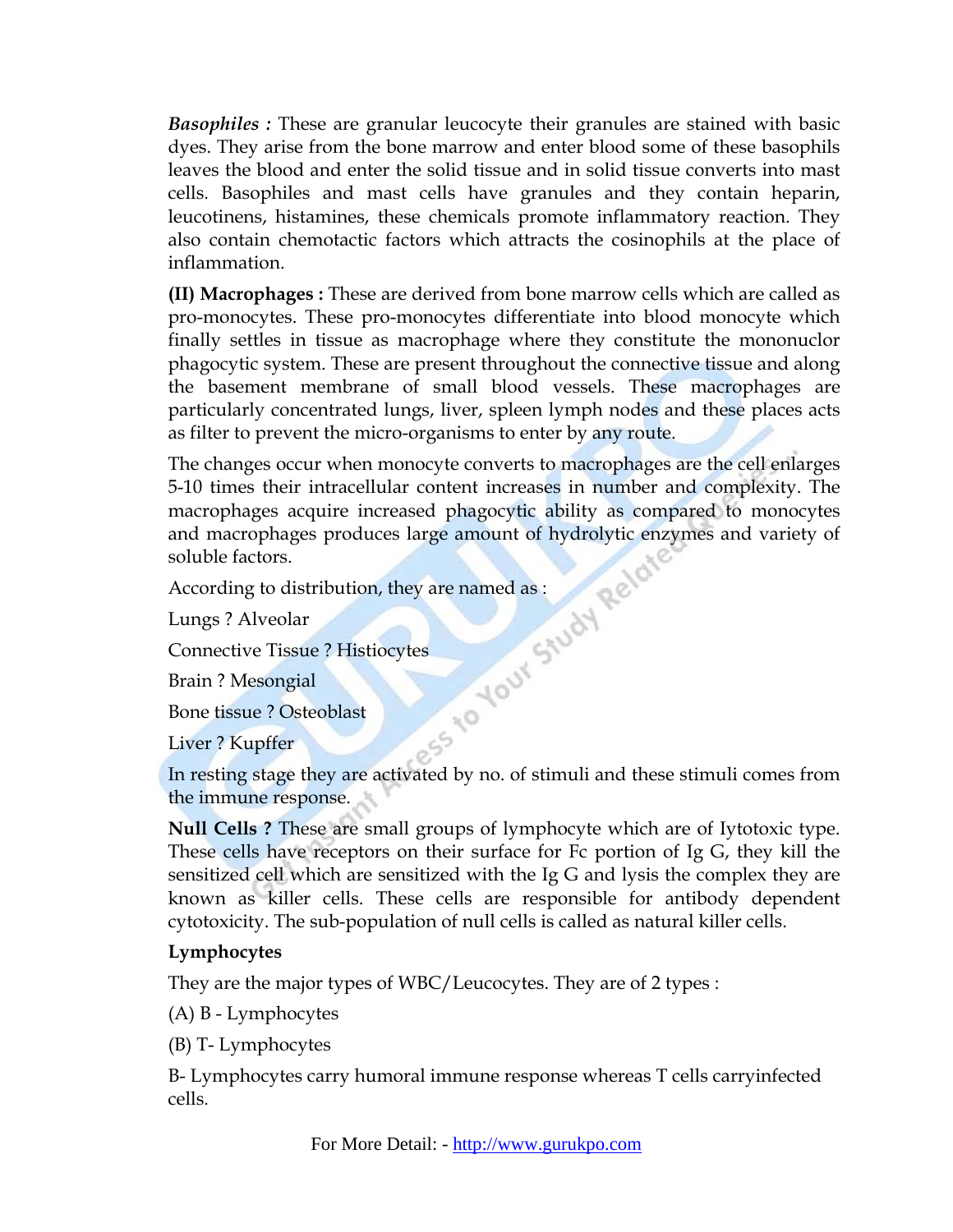***Basophiles :*** These are granular leucocyte their granules are stained with basic dyes. They arise from the bone marrow and enter blood some of these basophils leaves the blood and enter the solid tissue and in solid tissue converts into mast cells. Basophiles and mast cells have granules and they contain heparin, leucotinens, histamines, these chemicals promote inflammatory reaction. They also contain chemotactic factors which attracts the cosinophils at the place of inflammation.

**(II) Macrophages :** These are derived from bone marrow cells which are called as pro-monocytes. These pro-monocytes differentiate into blood monocyte which finally settles in tissue as macrophage where they constitute the mononuclor phagocytic system. These are present throughout the connective tissue and along the basement membrane of small blood vessels. These macrophages are particularly concentrated lungs, liver, spleen lymph nodes and these places acts as filter to prevent the micro-organisms to enter by any route.

The changes occur when monocyte converts to macrophages are the cell enlarges 5-10 times their intracellular content increases in number and complexity. The macrophages acquire increased phagocytic ability as compared to monocytes and macrophages produces large amount of hydrolytic enzymes and variety of soluble factors.

According to distribution, they are named as :

Lungs ? Alveolar

Connective Tissue ? Histiocytes

Brain ? Mesongial

Bone tissue ? Osteoblast

Liver ? Kupffer

In resting stage they are activated by no. of stimuli and these stimuli comes from the immune response.

**Null Cells ?** These are small groups of lymphocyte which are of Iytotoxic type. These cells have receptors on their surface for Fc portion of Ig G, they kill the sensitized cell which are sensitized with the Ig G and lysis the complex they are known as killer cells. These cells are responsible for antibody dependent cytotoxicity. The sub-population of null cells is called as natural killer cells.

**Lymphocytes**

They are the major types of WBC/Leucocytes. They are of 2 types :

(A) B - Lymphocytes

(B) T- Lymphocytes

B- Lymphocytes carry humoral immune response whereas T cells carryinfected cells.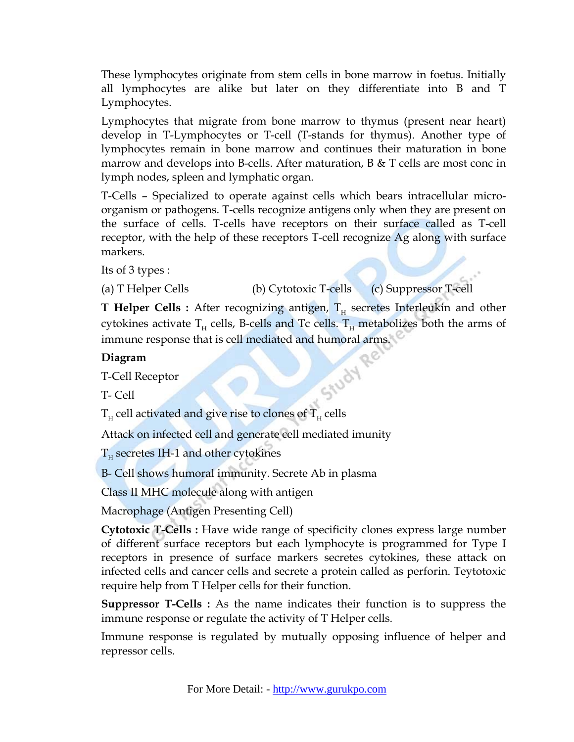These lymphocytes originate from stem cells in bone marrow in foetus. Initially all lymphocytes are alike but later on they differentiate into B and T Lymphocytes.

Lymphocytes that migrate from bone marrow to thymus (present near heart) develop in T-Lymphocytes or T-cell (T-stands for thymus). Another type of lymphocytes remain in bone marrow and continues their maturation in bone marrow and develops into B-cells. After maturation, B & T cells are most conc in lymph nodes, spleen and lymphatic organ.

T-Cells – Specialized to operate against cells which bears intracellular micro-organism or pathogens. T-cells recognize antigens only when they are present on the surface of cells. T-cells have receptors on their surface called as T-cell receptor, with the help of these receptors T-cell recognize Ag along with surface markers.

Its of 3 types :

(a) T Helper Cells (b) Cytotoxic T-cells (c) Suppressor T-cell

**T Helper Cells :** After recognizing antigen, $T_H$ secretes Interleukin and other cytokines activate $T_H$ cells, B-cells and Tc cells. $T_H$ metabolizes both the arms of immune response that is cell mediated and humoral arms.

**Diagram**

T-Cell Receptor

T- Cell

$T_H$ cell activated and give rise to clones of $T_H$ cells

Attack on infected cell and generate cell mediated imunity

$T_H$ secretes IH-1 and other cytokines

B- Cell shows humoral immunity. Secrete Ab in plasma

Class II MHC molecule along with antigen

Macrophage (Antigen Presenting Cell)

**Cytotoxic T-Cells :** Have wide range of specificity clones express large number of different surface receptors but each lymphocyte is programmed for Type I receptors in presence of surface markers secretes cytokines, these attack on infected cells and cancer cells and secrete a protein called as perforin. Teytotoxic require help from T Helper cells for their function.

**Suppressor T-Cells :** As the name indicates their function is to suppress the immune response or regulate the activity of T Helper cells.

Immune response is regulated by mutually opposing influence of helper and repressor cells.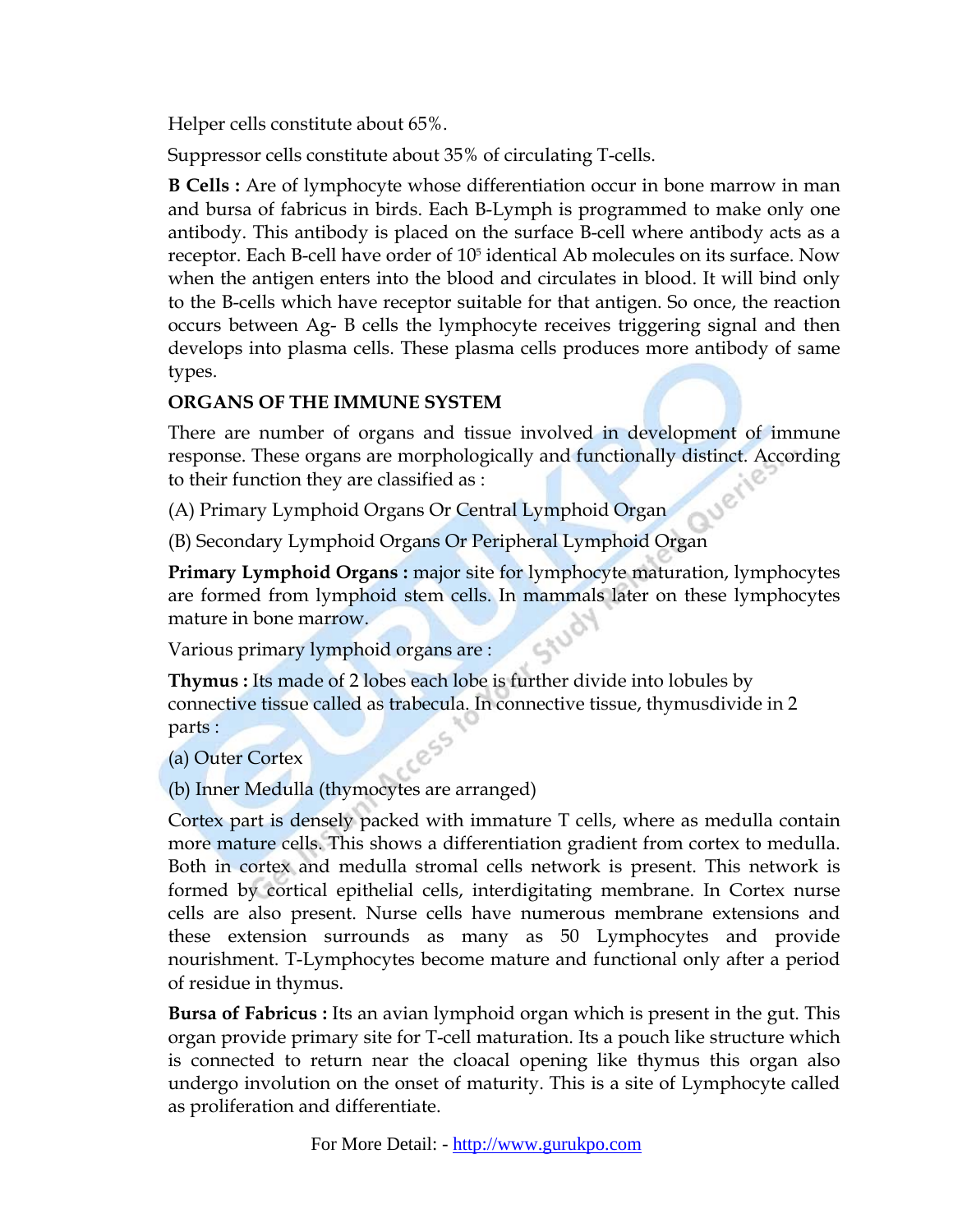Helper cells constitute about 65%.

Suppressor cells constitute about 35% of circulating T-cells.

**B Cells :** Are of lymphocyte whose differentiation occur in bone marrow in man and bursa of fabricus in birds. Each B-Lymph is programmed to make only one antibody. This antibody is placed on the surface B-cell where antibody acts as a receptor. Each B-cell have order of $10^5$ identical Ab molecules on its surface. Now when the antigen enters into the blood and circulates in blood. It will bind only to the B-cells which have receptor suitable for that antigen. So once, the reaction occurs between Ag- B cells the lymphocyte receives triggering signal and then develops into plasma cells. These plasma cells produces more antibody of same types.

**ORGANS OF THE IMMUNE SYSTEM**

There are number of organs and tissue involved in development of immune response. These organs are morphologically and functionally distinct. According to their function they are classified as :

(A) Primary Lymphoid Organs Or Central Lymphoid Organ

(B) Secondary Lymphoid Organs Or Peripheral Lymphoid Organ

**Primary Lymphoid Organs :** major site for lymphocyte maturation, lymphocytes are formed from lymphoid stem cells. In mammals later on these lymphocytes mature in bone marrow.

Various primary lymphoid organs are :

**Thymus :** Its made of 2 lobes each lobe is further divide into lobules by connective tissue called as trabecula. In connective tissue, thymusdivide in 2 parts :

(a) Outer Cortex

(b) Inner Medulla (thymocytes are arranged)

Cortex part is densely packed with immature T cells, where as medulla contain more mature cells. This shows a differentiation gradient from cortex to medulla. Both in cortex and medulla stromal cells network is present. This network is formed by cortical epithelial cells, interdigitating membrane. In Cortex nurse cells are also present. Nurse cells have numerous membrane extensions and these extension surrounds as many as 50 Lymphocytes and provide nourishment. T-Lymphocytes become mature and functional only after a period of residue in thymus.

**Bursa of Fabricus :** Its an avian lymphoid organ which is present in the gut. This organ provide primary site for T-cell maturation. Its a pouch like structure which is connected to return near the cloacal opening like thymus this organ also undergo involution on the onset of maturity. This is a site of Lymphocyte called as proliferation and differentiate.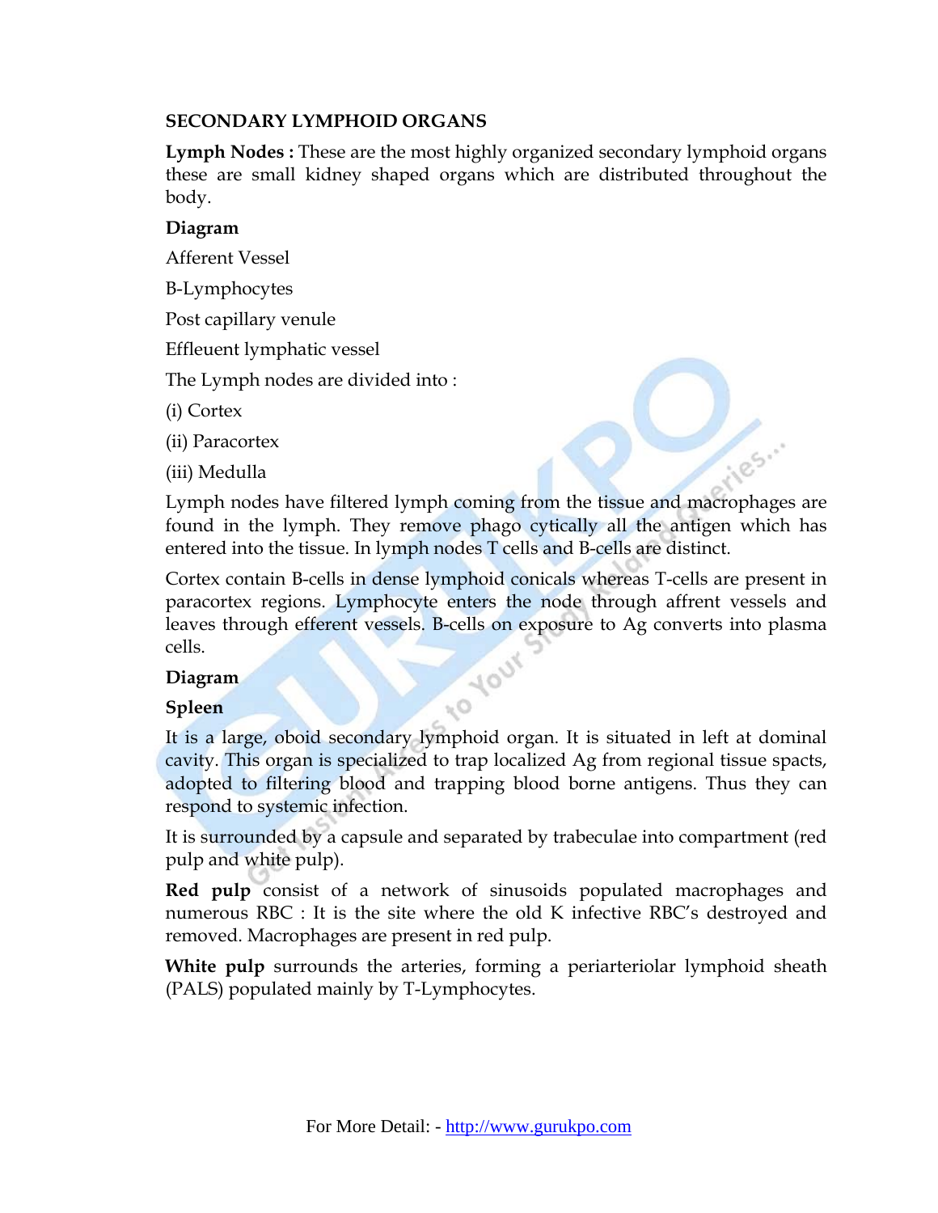**SECONDARY LYMPHOID ORGANS**

**Lymph Nodes :** These are the most highly organized secondary lymphoid organs these are small kidney shaped organs which are distributed throughout the body.

**Diagram**

Afferent Vessel

B-Lymphocytes

Post capillary venule

Effleuent lymphatic vessel

The Lymph nodes are divided into :

(i) Cortex

(ii) Paracortex

(iii) Medulla

Lymph nodes have filtered lymph coming from the tissue and macrophages are found in the lymph. They remove phago cytically all the antigen which has entered into the tissue. In lymph nodes T cells and B-cells are distinct.

Cortex contain B-cells in dense lymphoid conicals whereas T-cells are present in paracortex regions. Lymphocyte enters the node through affrent vessels and leaves through efferent vessels. B-cells on exposure to Ag converts into plasma cells.

**Diagram**

**Spleen**

It is a large, oboid secondary lymphoid organ. It is situated in left at dominal cavity. This organ is specialized to trap localized Ag from regional tissue spacts, adopted to filtering blood and trapping blood borne antigens. Thus they can respond to systemic infection.

It is surrounded by a capsule and separated by trabeculae into compartment (red pulp and white pulp).

**Red pulp** consist of a network of sinusoids populated macrophages and numerous RBC : It is the site where the old K infective RBC's destroyed and removed. Macrophages are present in red pulp.

**White pulp** surrounds the arteries, forming a periarteriolar lymphoid sheath (PALS) populated mainly by T-Lymphocytes.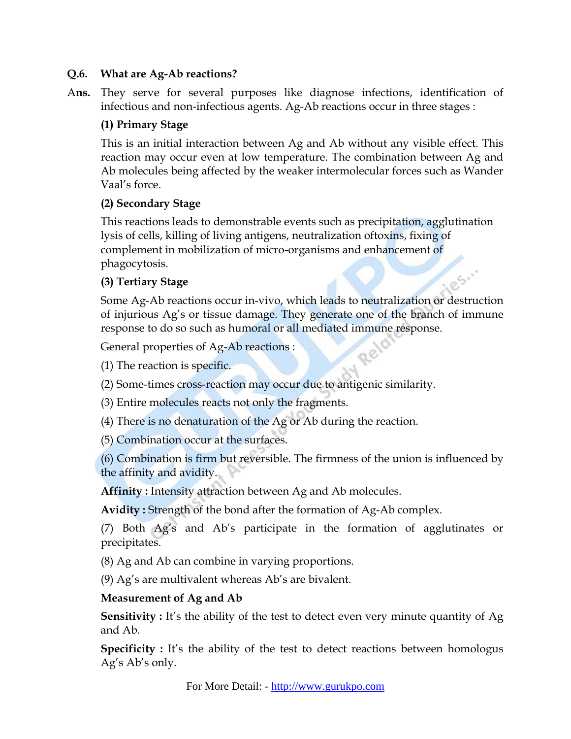**Q.6. What are Ag-Ab reactions?**

**Ans.** They serve for several purposes like diagnose infections, identification of infectious and non-infectious agents. Ag-Ab reactions occur in three stages :

**(1) Primary Stage**

This is an initial interaction between Ag and Ab without any visible effect. This reaction may occur even at low temperature. The combination between Ag and Ab molecules being affected by the weaker intermolecular forces such as Wander Vaal's force.

**(2) Secondary Stage**

This reactions leads to demonstrable events such as precipitation, agglutination lysis of cells, killing of living antigens, neutralization oftoxins, fixing of complement in mobilization of micro-organisms and enhancement of phagocytosis.

**(3) Tertiary Stage**

Some Ag-Ab reactions occur in-vivo, which leads to neutralization or destruction of injurious Ag's or tissue damage. They generate one of the branch of immune response to do so such as humoral or all mediated immune response.

General properties of Ag-Ab reactions :

(1) The reaction is specific.

(2) Some-times cross-reaction may occur due to antigenic similarity.

(3) Entire molecules reacts not only the fragments.

(4) There is no denaturation of the Ag or Ab during the reaction.

(5) Combination occur at the surfaces.

(6) Combination is firm but reversible. The firmness of the union is influenced by the affinity and avidity.

**Affinity :** Intensity attraction between Ag and Ab molecules.

**Avidity :** Strength of the bond after the formation of Ag-Ab complex.

(7) Both Ag's and Ab's participate in the formation of agglutinates or precipitates.

(8) Ag and Ab can combine in varying proportions.

(9) Ag's are multivalent whereas Ab's are bivalent.

**Measurement of Ag and Ab**

**Sensitivity :** It's the ability of the test to detect even very minute quantity of Ag and Ab.

**Specificity :** It's the ability of the test to detect reactions between homologus Ag's Ab's only.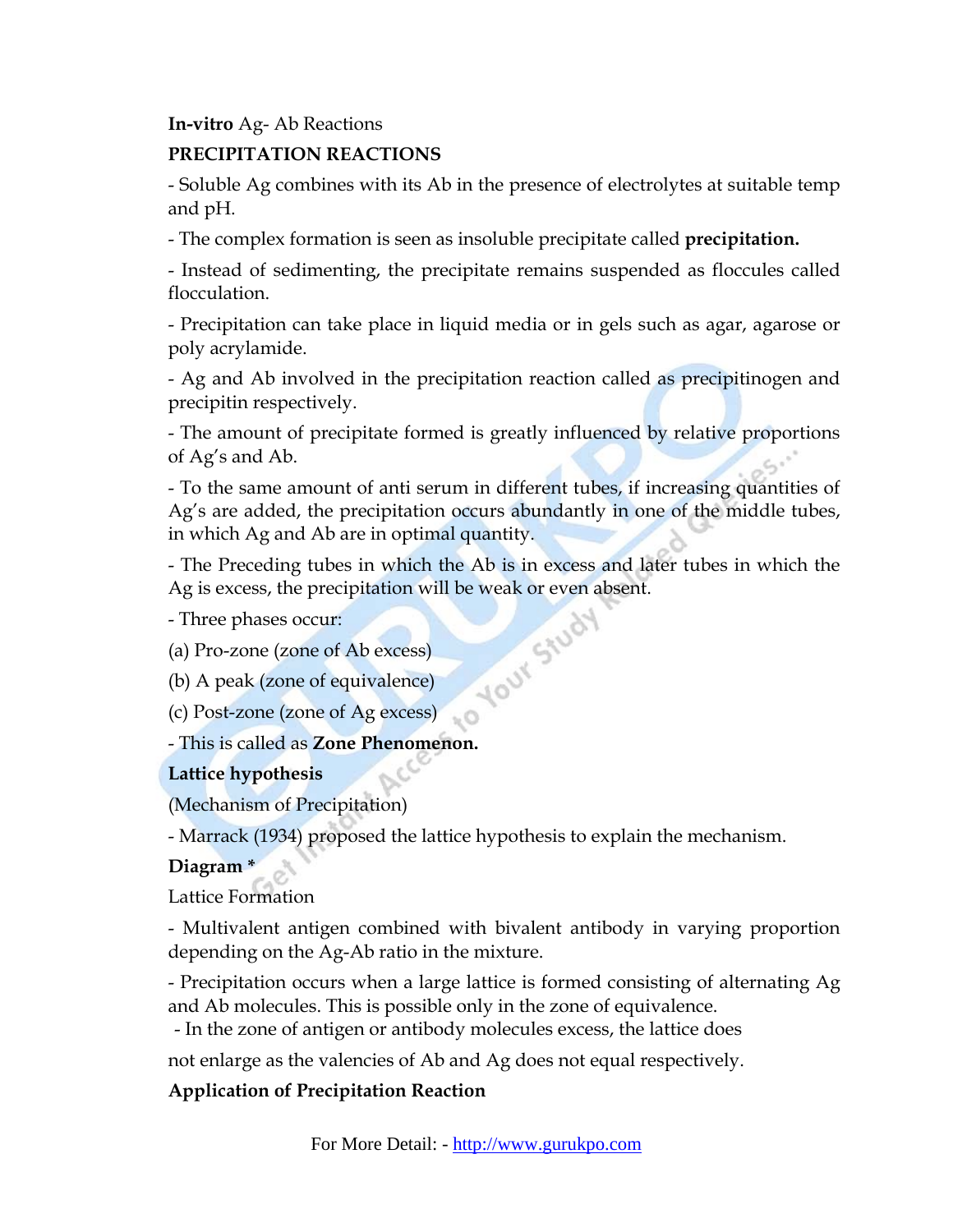**In-vitro** Ag- Ab Reactions

**PRECIPITATION REACTIONS**

- Soluble Ag combines with its Ab in the presence of electrolytes at suitable temp and pH.

- The complex formation is seen as insoluble precipitate called **precipitation.**

- Instead of sedimenting, the precipitate remains suspended as floccules called flocculation.

- Precipitation can take place in liquid media or in gels such as agar, agarose or poly acrylamide.

- Ag and Ab involved in the precipitation reaction called as precipitinogen and precipitin respectively.

- The amount of precipitate formed is greatly influenced by relative proportions of Ag's and Ab.

- To the same amount of anti serum in different tubes, if increasing quantities of Ag's are added, the precipitation occurs abundantly in one of the middle tubes, in which Ag and Ab are in optimal quantity.

- The Preceding tubes in which the Ab is in excess and later tubes in which the Ag is excess, the precipitation will be weak or even absent.

- Three phases occur:

(a) Pro-zone (zone of Ab excess)

(b) A peak (zone of equivalence)

(c) Post-zone (zone of Ag excess)

- This is called as **Zone Phenomenon.**

**Lattice hypothesis**

(Mechanism of Precipitation)

- Marrack (1934) proposed the lattice hypothesis to explain the mechanism.

**Diagram ***

Lattice Formation

- Multivalent antigen combined with bivalent antibody in varying proportion depending on the Ag-Ab ratio in the mixture.

- Precipitation occurs when a large lattice is formed consisting of alternating Ag and Ab molecules. This is possible only in the zone of equivalence.

- In the zone of antigen or antibody molecules excess, the lattice does not enlarge as the valencies of Ab and Ag does not equal respectively.

**Application of Precipitation Reaction**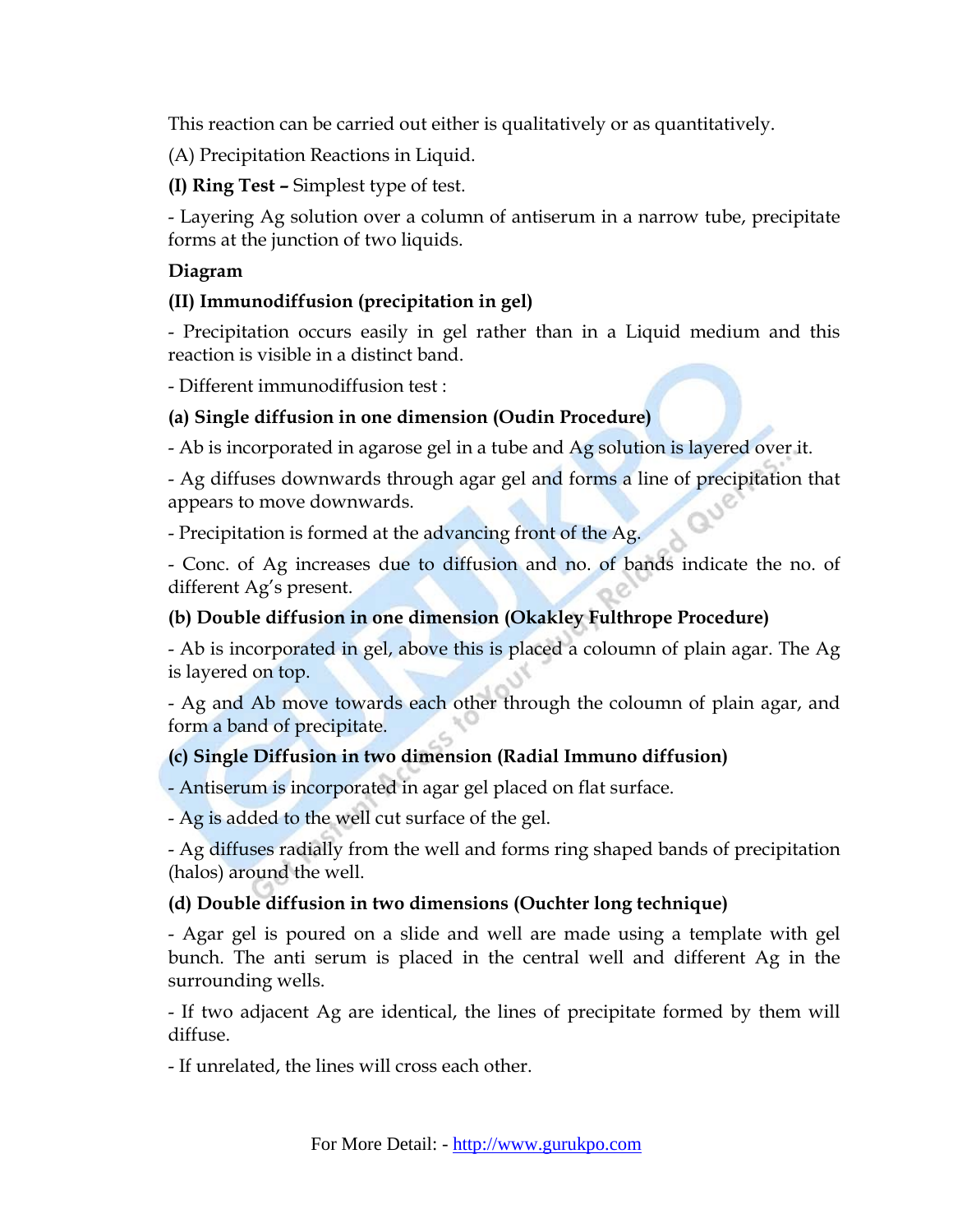This reaction can be carried out either is qualitatively or as quantitatively.

(A) Precipitation Reactions in Liquid.

**(I) Ring Test –** Simplest type of test.

- Layering Ag solution over a column of antiserum in a narrow tube, precipitate forms at the junction of two liquids.

**Diagram**

**(II) Immunodiffusion (precipitation in gel)**

- Precipitation occurs easily in gel rather than in a Liquid medium and this reaction is visible in a distinct band.

- Different immunodiffusion test :

**(a) Single diffusion in one dimension (Oudin Procedure)**

- Ab is incorporated in agarose gel in a tube and Ag solution is layered over it.

- Ag diffuses downwards through agar gel and forms a line of precipitation that appears to move downwards.

- Precipitation is formed at the advancing front of the Ag.

- Conc. of Ag increases due to diffusion and no. of bands indicate the no. of different Ag's present.

**(b) Double diffusion in one dimension (Okakley Fulthrope Procedure)**

- Ab is incorporated in gel, above this is placed a coloumn of plain agar. The Ag is layered on top.

- Ag and Ab move towards each other through the coloumn of plain agar, and form a band of precipitate.

**(c) Single Diffusion in two dimension (Radial Immuno diffusion)**

- Antiserum is incorporated in agar gel placed on flat surface.

- Ag is added to the well cut surface of the gel.

- Ag diffuses radially from the well and forms ring shaped bands of precipitation (halos) around the well.

**(d) Double diffusion in two dimensions (Ouchter long technique)**

- Agar gel is poured on a slide and well are made using a template with gel bunch. The anti serum is placed in the central well and different Ag in the surrounding wells.

- If two adjacent Ag are identical, the lines of precipitate formed by them will diffuse.

- If unrelated, the lines will cross each other.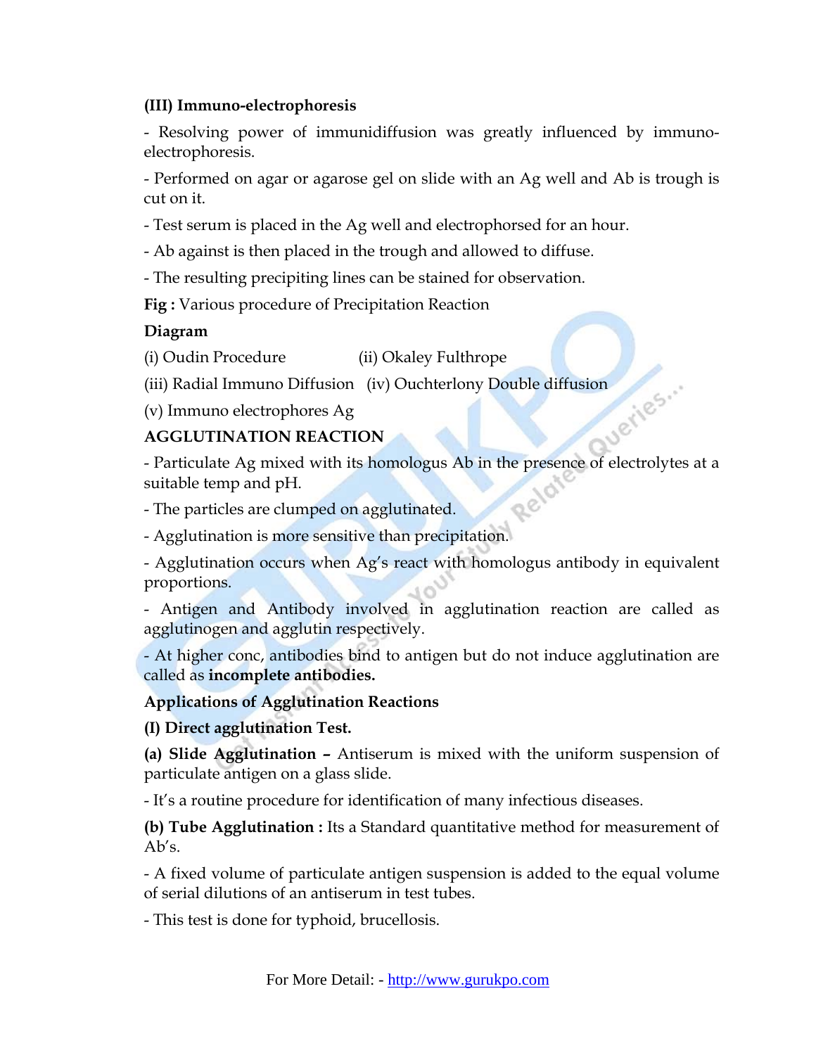**(III) Immuno-electrophoresis**

- Resolving power of immunidiffusion was greatly influenced by immuno-electrophoresis.

- Performed on agar or agarose gel on slide with an Ag well and Ab is trough is cut on it.

- Test serum is placed in the Ag well and electrophorsed for an hour.

- Ab against is then placed in the trough and allowed to diffuse.

- The resulting precipiting lines can be stained for observation.

**Fig :** Various procedure of Precipitation Reaction

**Diagram**

(i) Oudin Procedure (ii) Okaley Fulthrope

(iii) Radial Immuno Diffusion (iv) Ouchterlony Double diffusion

(v) Immuno electrophores Ag

**AGGLUTINATION REACTION**

- Particulate Ag mixed with its homologus Ab in the presence of electrolytes at a suitable temp and pH.

- The particles are clumped on agglutinated.

- Agglutination is more sensitive than precipitation.

- Agglutination occurs when Ag's react with homologus antibody in equivalent proportions.

- Antigen and Antibody involved in agglutination reaction are called as agglutinogen and agglutin respectively.

- At higher conc, antibodies bind to antigen but do not induce agglutination are called as **incomplete antibodies.**

**Applications of Agglutination Reactions**

**(I) Direct agglutination Test.**

**(a) Slide Agglutination –** Antiserum is mixed with the uniform suspension of particulate antigen on a glass slide.

- It's a routine procedure for identification of many infectious diseases.

**(b) Tube Agglutination :** Its a Standard quantitative method for measurement of Ab's.

- A fixed volume of particulate antigen suspension is added to the equal volume of serial dilutions of an antiserum in test tubes.

- This test is done for typhoid, brucellosis.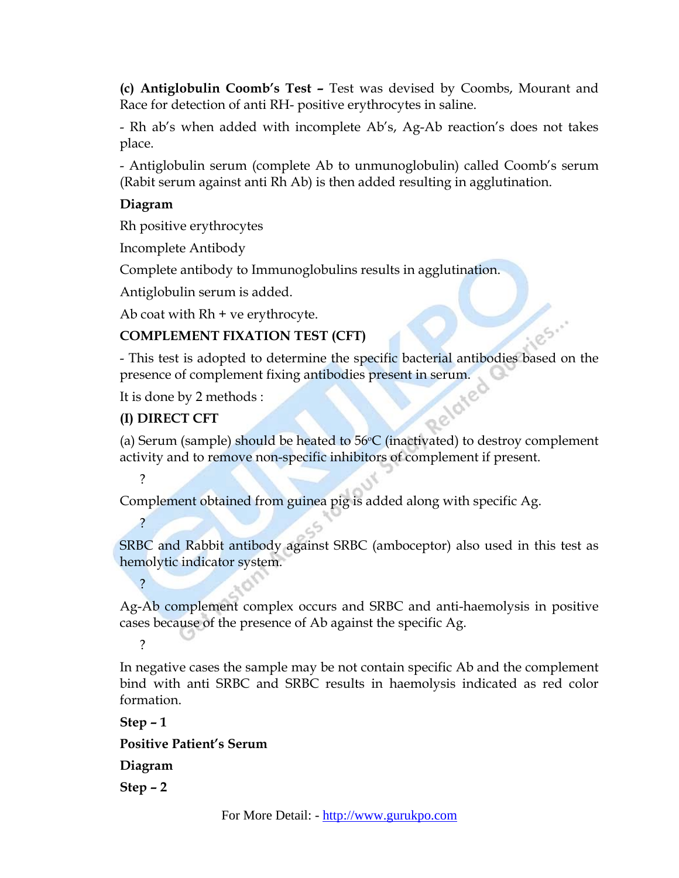**(c) Antiglobulin Coomb's Test –** Test was devised by Coombs, Mourant and Race for detection of anti RH- positive erythrocytes in saline.

- Rh ab's when added with incomplete Ab's, Ag-Ab reaction's does not takes place.

- Antiglobulin serum (complete Ab to unmunoglobulin) called Coomb's serum (Rabit serum against anti Rh Ab) is then added resulting in agglutination.

**Diagram**

Rh positive erythrocytes

Incomplete Antibody

Complete antibody to Immunoglobulins results in agglutination.

Antiglobulin serum is added.

Ab coat with Rh + ve erythrocyte.

**COMPLEMENT FIXATION TEST (CFT)**

- This test is adopted to determine the specific bacterial antibodies based on the presence of complement fixing antibodies present in serum.

It is done by 2 methods :

**(I) DIRECT CFT**

(a) Serum (sample) should be heated to 56°C (inactivated) to destroy complement activity and to remove non-specific inhibitors of complement if present.

?

Complement obtained from guinea pig is added along with specific Ag.

?

SRBC and Rabbit antibody against SRBC (amboceptor) also used in this test as hemolytic indicator system.

?

Ag-Ab complement complex occurs and SRBC and anti-haemolysis in positive cases because of the presence of Ab against the specific Ag.

?

In negative cases the sample may be not contain specific Ab and the complement bind with anti SRBC and SRBC results in haemolysis indicated as red color formation.

**Step – 1**

**Positive Patient's Serum**

**Diagram**

**Step – 2**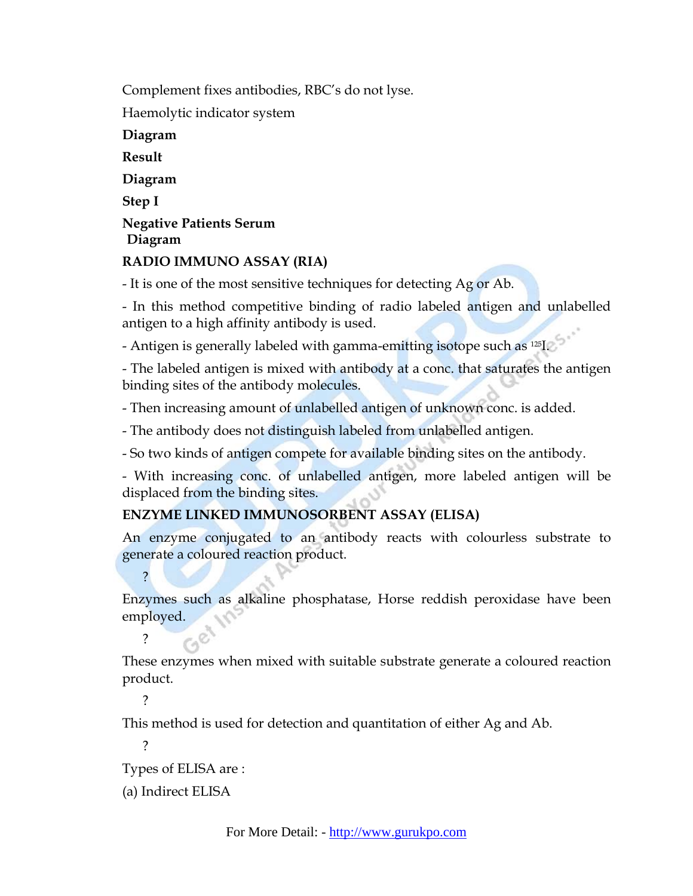Complement fixes antibodies, RBC's do not lyse.

Haemolytic indicator system

**Diagram**

**Result**

**Diagram**

**Step I**

**Negative Patients Serum**
**Diagram**

**RADIO IMMUNO ASSAY (RIA)**

- It is one of the most sensitive techniques for detecting Ag or Ab.

- In this method competitive binding of radio labeled antigen and unlabelled antigen to a high affinity antibody is used.

- Antigen is generally labeled with gamma-emitting isotope such as $^{125}I$.

- The labeled antigen is mixed with antibody at a conc. that saturates the antigen binding sites of the antibody molecules.

- Then increasing amount of unlabelled antigen of unknown conc. is added.

- The antibody does not distinguish labeled from unlabelled antigen.

- So two kinds of antigen compete for available binding sites on the antibody.

- With increasing conc. of unlabelled antigen, more labeled antigen will be displaced from the binding sites.

**ENZYME LINKED IMMUNOSORBENT ASSAY (ELISA)**

An enzyme conjugated to an antibody reacts with colourless substrate to generate a coloured reaction product.

?

Enzymes such as alkaline phosphatase, Horse reddish peroxidase have been employed.

?

These enzymes when mixed with suitable substrate generate a coloured reaction product.

?

This method is used for detection and quantitation of either Ag and Ab.

?

Types of ELISA are :

(a) Indirect ELISA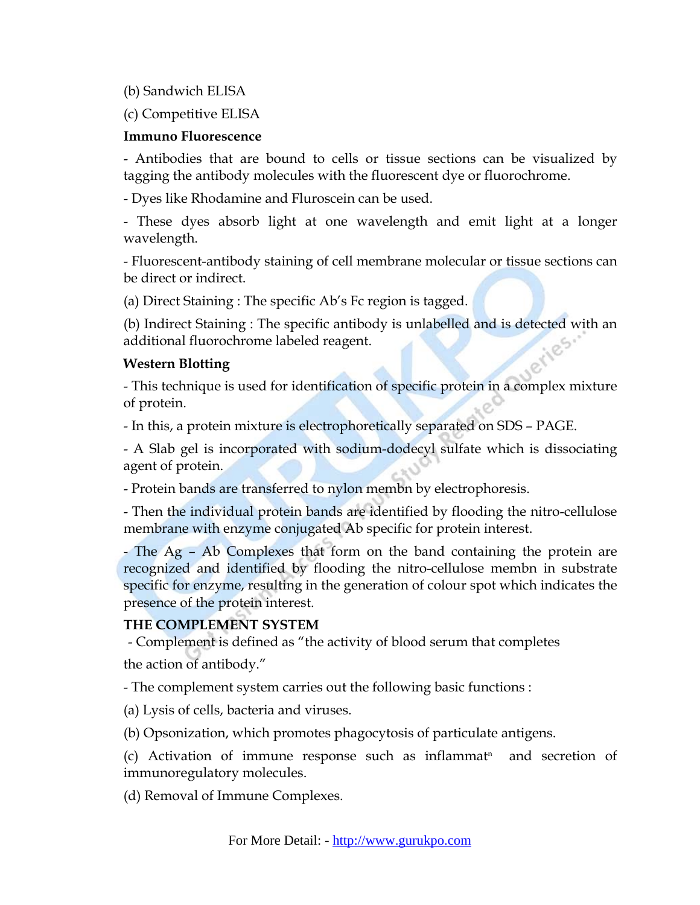(b) Sandwich ELISA

(c) Competitive ELISA

**Immuno Fluorescence**

- Antibodies that are bound to cells or tissue sections can be visualized by tagging the antibody molecules with the fluorescent dye or fluorochrome.

- Dyes like Rhodamine and Fluroscein can be used.

- These dyes absorb light at one wavelength and emit light at a longer wavelength.

- Fluorescent-antibody staining of cell membrane molecular or tissue sections can be direct or indirect.

(a) Direct Staining : The specific Ab's Fc region is tagged.

(b) Indirect Staining : The specific antibody is unlabelled and is detected with an additional fluorochrome labeled reagent.

**Western Blotting**

- This technique is used for identification of specific protein in a complex mixture of protein.

- In this, a protein mixture is electrophoretically separated on SDS – PAGE.

- A Slab gel is incorporated with sodium-dodecyl sulfate which is dissociating agent of protein.

- Protein bands are transferred to nylon membn by electrophoresis.

- Then the individual protein bands are identified by flooding the nitro-cellulose membrane with enzyme conjugated Ab specific for protein interest.

- The Ag – Ab Complexes that form on the band containing the protein are recognized and identified by flooding the nitro-cellulose membn in substrate specific for enzyme, resulting in the generation of colour spot which indicates the presence of the protein interest.

**THE COMPLEMENT SYSTEM**

- Complement is defined as "the activity of blood serum that completes the action of antibody."

- The complement system carries out the following basic functions :

(a) Lysis of cells, bacteria and viruses.

(b) Opsonization, which promotes phagocytosis of particulate antigens.

(c) Activation of immune response such as inflammat$^{n}$ and secretion of immunoregulatory molecules.

(d) Removal of Immune Complexes.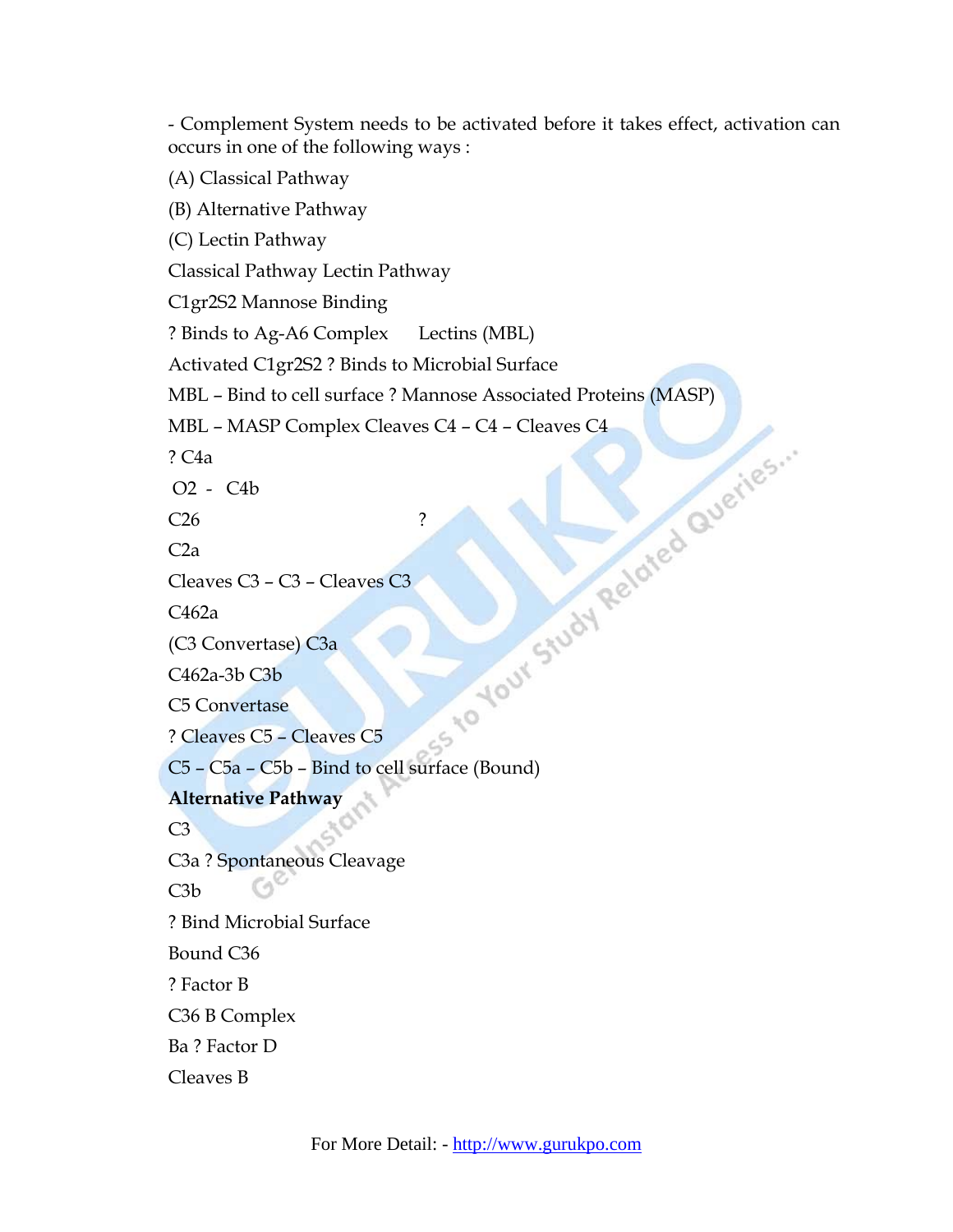- Complement System needs to be activated before it takes effect, activation can occurs in one of the following ways :

(A) Classical Pathway

(B) Alternative Pathway

(C) Lectin Pathway

Classical Pathway Lectin Pathway

C1gr2S2 Mannose Binding

? Binds to Ag-A6 Complex      Lectins (MBL)

Activated C1gr2S2 ? Binds to Microbial Surface

MBL – Bind to cell surface ? Mannose Associated Proteins (MASP)

MBL – MASP Complex Cleaves C4 – C4 – Cleaves C4

? C4a

O2  -  C4b

C26                                        ?

C2a

Cleaves C3 – C3 – Cleaves C3

C462a

(C3 Convertase) C3a

C462a-3b C3b

C5 Convertase

? Cleaves C5 – Cleaves C5

C5 – C5a – C5b – Bind to cell surface (Bound)

**Alternative Pathway**

C3

C3a ? Spontaneous Cleavage

C3b

? Bind Microbial Surface

Bound C36

? Factor B

C36 B Complex

Ba ? Factor D

Cleaves B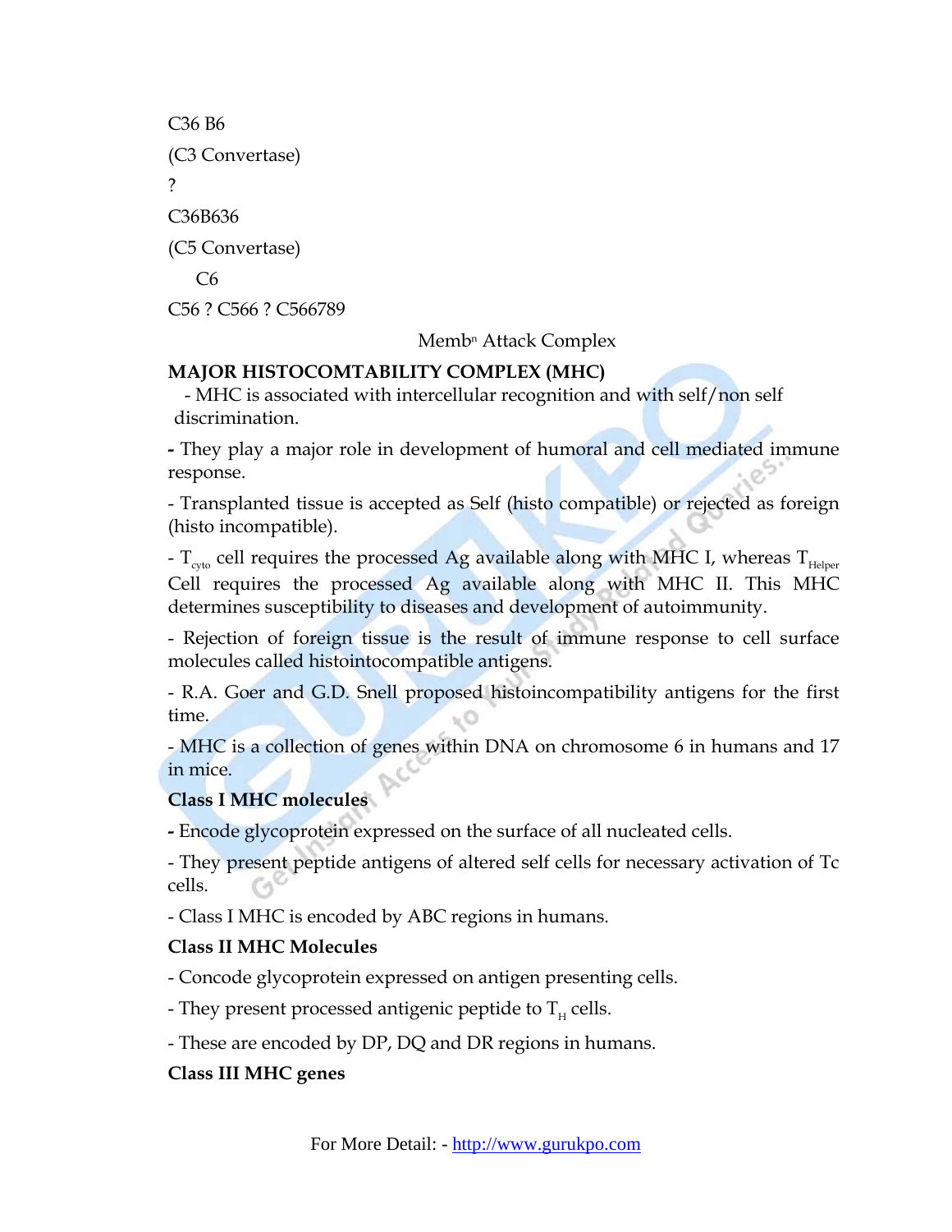C36 B6

(C3 Convertase)

?

C36B636

(C5 Convertase)

C6

C56 ? C566 ? C566789

Memb$^{n}$ Attack Complex

**MAJOR HISTOCOMTABILITY COMPLEX (MHC)**

- MHC is associated with intercellular recognition and with self/non self discrimination.

- They play a major role in development of humoral and cell mediated immune response.

- Transplanted tissue is accepted as Self (histo compatible) or rejected as foreign (histo incompatible).

- $T_{cyto}$ cell requires the processed Ag available along with MHC I, whereas $T_{Helper}$ Cell requires the processed Ag available along with MHC II. This MHC determines susceptibility to diseases and development of autoimmunity.

- Rejection of foreign tissue is the result of immune response to cell surface molecules called histointocompatible antigens.

- R.A. Goer and G.D. Snell proposed histoincompatibility antigens for the first time.

- MHC is a collection of genes within DNA on chromosome 6 in humans and 17 in mice.

**Class I MHC molecules**

- Encode glycoprotein expressed on the surface of all nucleated cells.

- They present peptide antigens of altered self cells for necessary activation of Tc cells.

- Class I MHC is encoded by ABC regions in humans.

**Class II MHC Molecules**

- Concode glycoprotein expressed on antigen presenting cells.

- They present processed antigenic peptide to $T_H$ cells.

- These are encoded by DP, DQ and DR regions in humans.

**Class III MHC genes**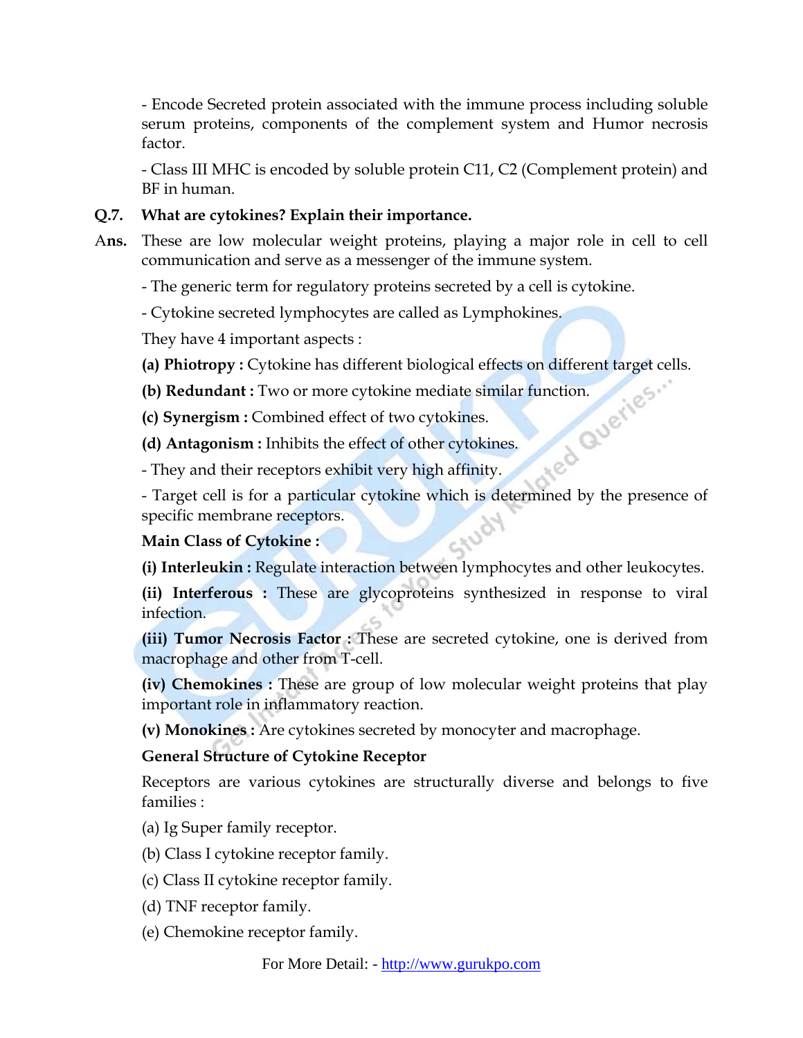- Encode Secreted protein associated with the immune process including soluble serum proteins, components of the complement system and Humor necrosis factor.

- Class III MHC is encoded by soluble protein C11, C2 (Complement protein) and BF in human.

**Q.7. What are cytokines? Explain their importance.**

**Ans.** These are low molecular weight proteins, playing a major role in cell to cell communication and serve as a messenger of the immune system.

- The generic term for regulatory proteins secreted by a cell is cytokine.

- Cytokine secreted lymphocytes are called as Lymphokines.

They have 4 important aspects :

**(a) Phiotropy :** Cytokine has different biological effects on different target cells.

**(b) Redundant :** Two or more cytokine mediate similar function.

**(c) Synergism :** Combined effect of two cytokines.

**(d) Antagonism :** Inhibits the effect of other cytokines.

- They and their receptors exhibit very high affinity.

- Target cell is for a particular cytokine which is determined by the presence of specific membrane receptors.

**Main Class of Cytokine :**

**(i) Interleukin :** Regulate interaction between lymphocytes and other leukocytes.

**(ii) Interferous :** These are glycoproteins synthesized in response to viral infection.

**(iii) Tumor Necrosis Factor :** These are secreted cytokine, one is derived from macrophage and other from T-cell.

**(iv) Chemokines :** These are group of low molecular weight proteins that play important role in inflammatory reaction.

**(v) Monokines :** Are cytokines secreted by monocyter and macrophage.

**General Structure of Cytokine Receptor**

Receptors are various cytokines are structurally diverse and belongs to five families :

(a) Ig Super family receptor.

(b) Class I cytokine receptor family.

(c) Class II cytokine receptor family.

(d) TNF receptor family.

(e) Chemokine receptor family.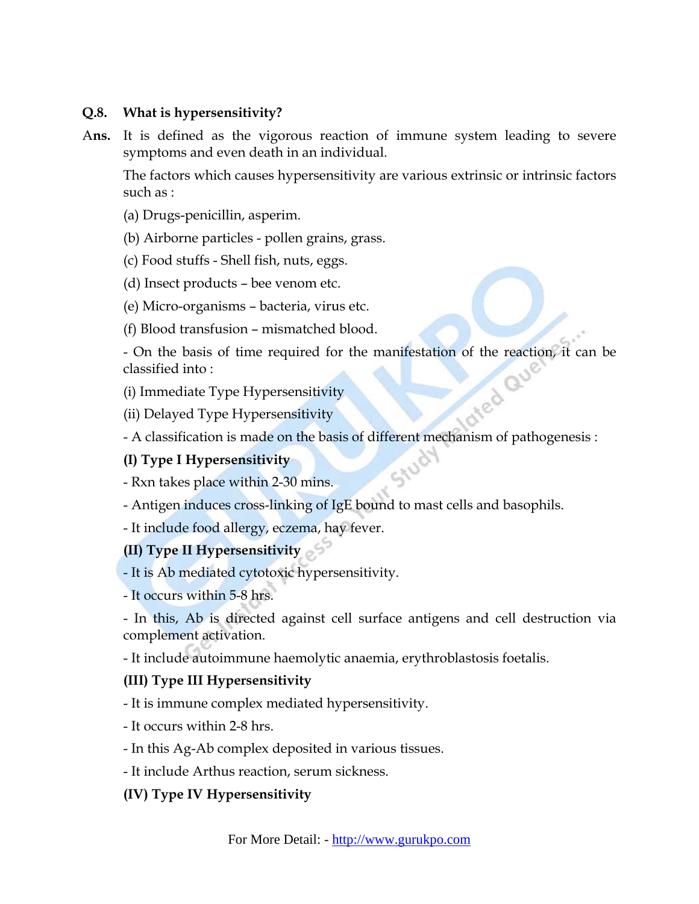**Q.8. What is hypersensitivity?**

**Ans.** It is defined as the vigorous reaction of immune system leading to severe symptoms and even death in an individual.

The factors which causes hypersensitivity are various extrinsic or intrinsic factors such as :

(a) Drugs-penicillin, asperim.

(b) Airborne particles - pollen grains, grass.

(c) Food stuffs - Shell fish, nuts, eggs.

(d) Insect products – bee venom etc.

(e) Micro-organisms – bacteria, virus etc.

(f) Blood transfusion – mismatched blood.

- On the basis of time required for the manifestation of the reaction, it can be classified into :

(i) Immediate Type Hypersensitivity

(ii) Delayed Type Hypersensitivity

- A classification is made on the basis of different mechanism of pathogenesis :

**(I) Type I Hypersensitivity**

- Rxn takes place within 2-30 mins.

- Antigen induces cross-linking of IgE bound to mast cells and basophils.

- It include food allergy, eczema, hay fever.

**(II) Type II Hypersensitivity**

- It is Ab mediated cytotoxic hypersensitivity.

- It occurs within 5-8 hrs.

- In this, Ab is directed against cell surface antigens and cell destruction via complement activation.

- It include autoimmune haemolytic anaemia, erythroblastosis foetalis.

**(III) Type III Hypersensitivity**

- It is immune complex mediated hypersensitivity.

- It occurs within 2-8 hrs.

- In this Ag-Ab complex deposited in various tissues.

- It include Arthus reaction, serum sickness.

**(IV) Type IV Hypersensitivity**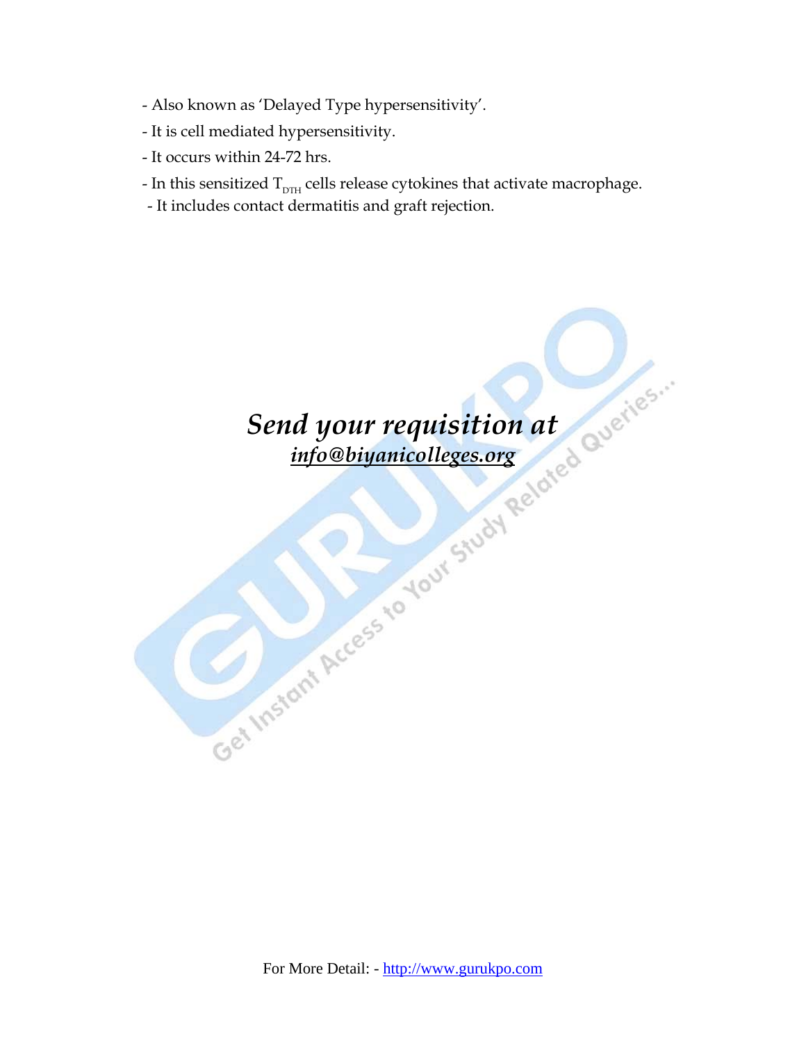- Also known as 'Delayed Type hypersensitivity'.
- It is cell mediated hypersensitivity.
- It occurs within 24-72 hrs.
- In this sensitized $T_{DTH}$ cells release cytokines that activate macrophage.
- It includes contact dermatitis and graft rejection.

***Send your requisition at***
***info@biyanicolleges.org***